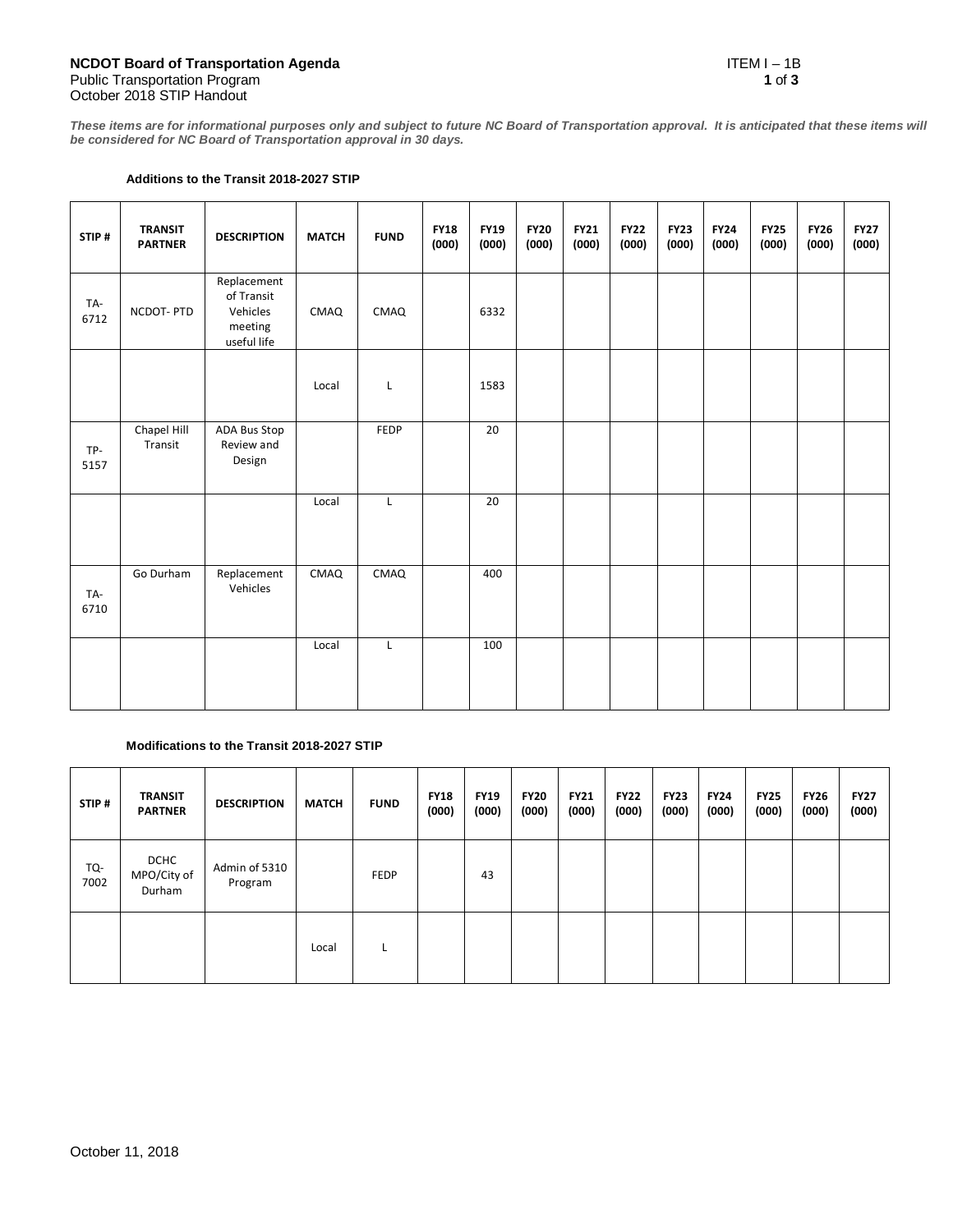**NCDOT Board of Transportation Agenda**
Public Transportation Program
October 2018 STIP Handout

ITEM I – 1B

***These items are for informational purposes only and subject to future NC Board of Transportation approval. It is anticipated that these items will be considered for NC Board of Transportation approval in 30 days.***

**Additions to the Transit 2018-2027 STIP**

| STIP # | TRANSIT PARTNER | DESCRIPTION | MATCH | FUND | FY18 (000) | FY19 (000) | FY20 (000) | FY21 (000) | FY22 (000) | FY23 (000) | FY24 (000) | FY25 (000) | FY26 (000) | FY27 (000) |
|---|---|---|---|---|---|---|---|---|---|---|---|---|---|---|
| TA-6712 | NCDOT- PTD | Replacement of Transit Vehicles meeting useful life | CMAQ | CMAQ | | 6332 | | | | | | | | |
| | | | Local | L | | 1583 | | | | | | | | |
| TP-5157 | Chapel Hill Transit | ADA Bus Stop Review and Design | | FEDP | | 20 | | | | | | | | |
| | | | Local | L | | 20 | | | | | | | | |
| TA-6710 | Go Durham | Replacement Vehicles | CMAQ | CMAQ | | 400 | | | | | | | | |
| | | | Local | L | | 100 | | | | | | | | |

**Modifications to the Transit 2018-2027 STIP**

| STIP # | TRANSIT PARTNER | DESCRIPTION | MATCH | FUND | FY18 (000) | FY19 (000) | FY20 (000) | FY21 (000) | FY22 (000) | FY23 (000) | FY24 (000) | FY25 (000) | FY26 (000) | FY27 (000) |
|---|---|---|---|---|---|---|---|---|---|---|---|---|---|---|
| TQ-7002 | DCHC MPO/City of Durham | Admin of 5310 Program | | FEDP | | 43 | | | | | | | | |
| | | | Local | L | | | | | | | | | | |

October 11, 2018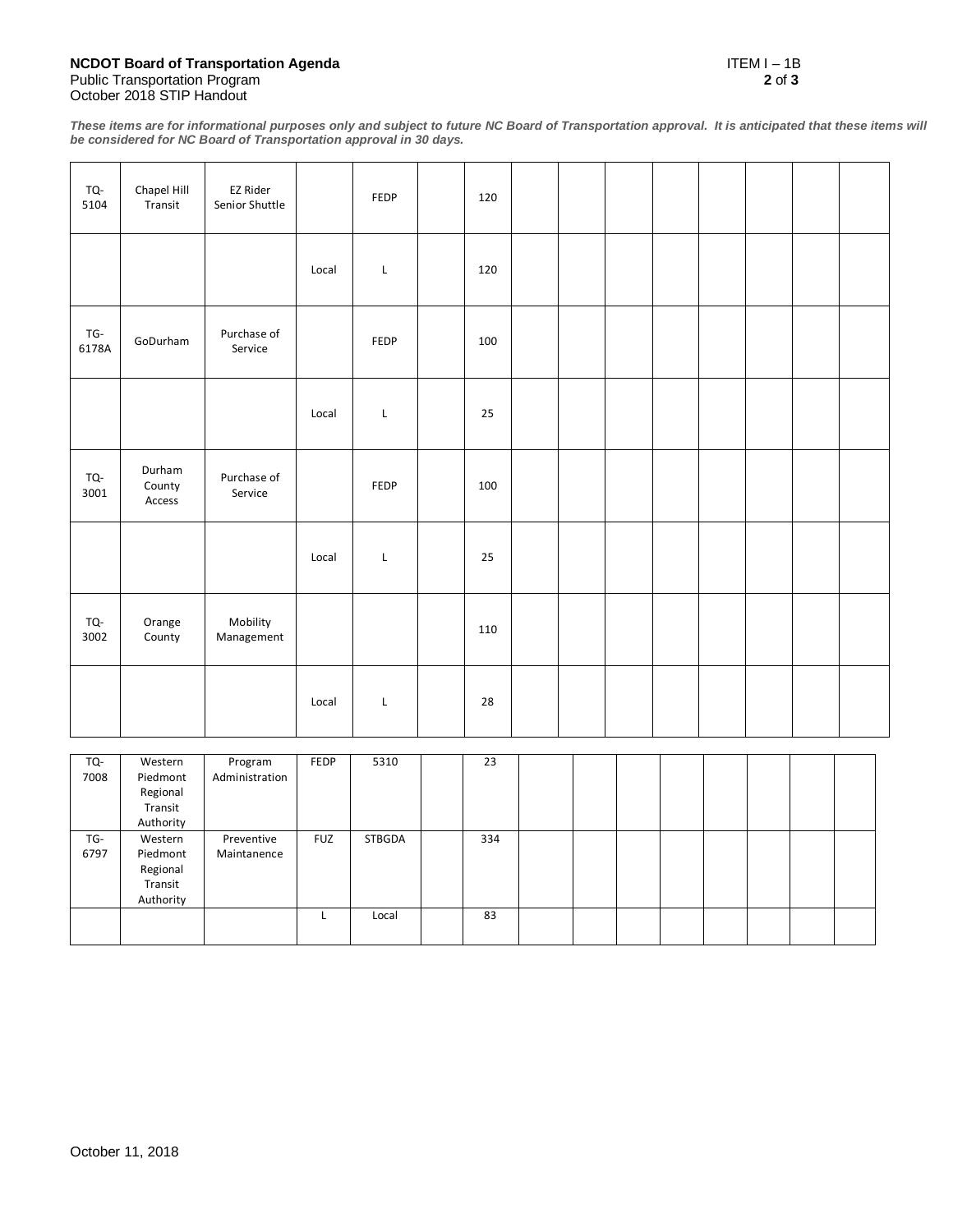**NCDOT Board of Transportation Agenda**
Public Transportation Program
October 2018 STIP Handout

ITEM I – 1B

***These items are for informational purposes only and subject to future NC Board of Transportation approval. It is anticipated that these items will be considered for NC Board of Transportation approval in 30 days.***

| | | | | | | | | | | | | | | |
|---|---|---|---|---|---|---|---|---|---|---|---|---|---|---|
| TQ-5104 | Chapel Hill Transit | EZ Rider Senior Shuttle | | FEDP | | 120 | | | | | | | | |
| | | | Local | L | | 120 | | | | | | | | |
| TG-6178A | GoDurham | Purchase of Service | | FEDP | | 100 | | | | | | | | |
| | | | Local | L | | 25 | | | | | | | | |
| TQ-3001 | Durham County Access | Purchase of Service | | FEDP | | 100 | | | | | | | | |
| | | | Local | L | | 25 | | | | | | | | |
| TQ-3002 | Orange County | Mobility Management | | | | 110 | | | | | | | | |
| | | | Local | L | | 28 | | | | | | | | |

| | | | | | | | | | | | | | | |
|---|---|---|---|---|---|---|---|---|---|---|---|---|---|---|
| TQ-7008 | Western Piedmont Regional Transit Authority | Program Administration | FEDP | 5310 | | 23 | | | | | | | | |
| TG-6797 | Western Piedmont Regional Transit Authority | Preventive Maintanence | FUZ | STBGDA | | 334 | | | | | | | | |
| | | | L | Local | | 83 | | | | | | | | |

October 11, 2018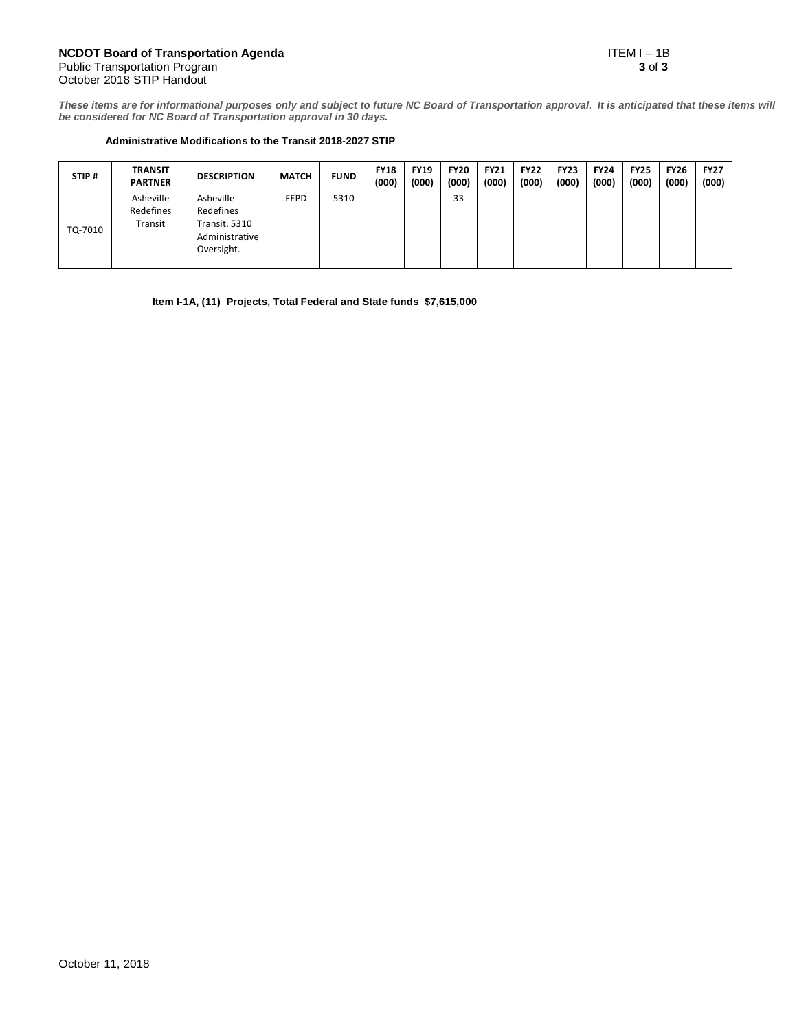*These items are for informational purposes only and subject to future NC Board of Transportation approval. It is anticipated that these items will be considered for NC Board of Transportation approval in 30 days.*

**Administrative Modifications to the Transit 2018-2027 STIP**

| STIP # | TRANSIT PARTNER | DESCRIPTION | MATCH | FUND | FY18 (000) | FY19 (000) | FY20 (000) | FY21 (000) | FY22 (000) | FY23 (000) | FY24 (000) | FY25 (000) | FY26 (000) | FY27 (000) |
|---|---|---|---|---|---|---|---|---|---|---|---|---|---|---|
| TQ-7010 | Asheville Redefines Transit | Asheville Redefines Transit. 5310 Administrative Oversight. | FEPD | 5310 | | | 33 | | | | | | | |

**Item I-1A, (11) Projects, Total Federal and State funds $7,615,000**

October 11, 2018